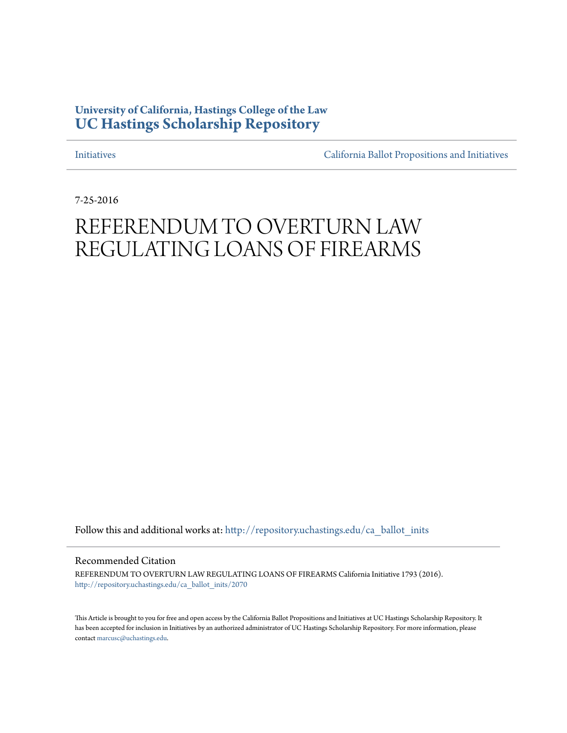**University of California, Hastings College of the Law**
**UC Hastings Scholarship Repository**

Initiatives | California Ballot Propositions and Initiatives

7-25-2016

# REFERENDUM TO OVERTURN LAW REGULATING LOANS OF FIREARMS

Follow this and additional works at: http://repository.uchastings.edu/ca_ballot_inits

## Recommended Citation

REFERENDUM TO OVERTURN LAW REGULATING LOANS OF FIREARMS California Initiative 1793 (2016).
http://repository.uchastings.edu/ca_ballot_inits/2070

This Article is brought to you for free and open access by the California Ballot Propositions and Initiatives at UC Hastings Scholarship Repository. It has been accepted for inclusion in Initiatives by an authorized administrator of UC Hastings Scholarship Repository. For more information, please contact marcusc@uchastings.edu.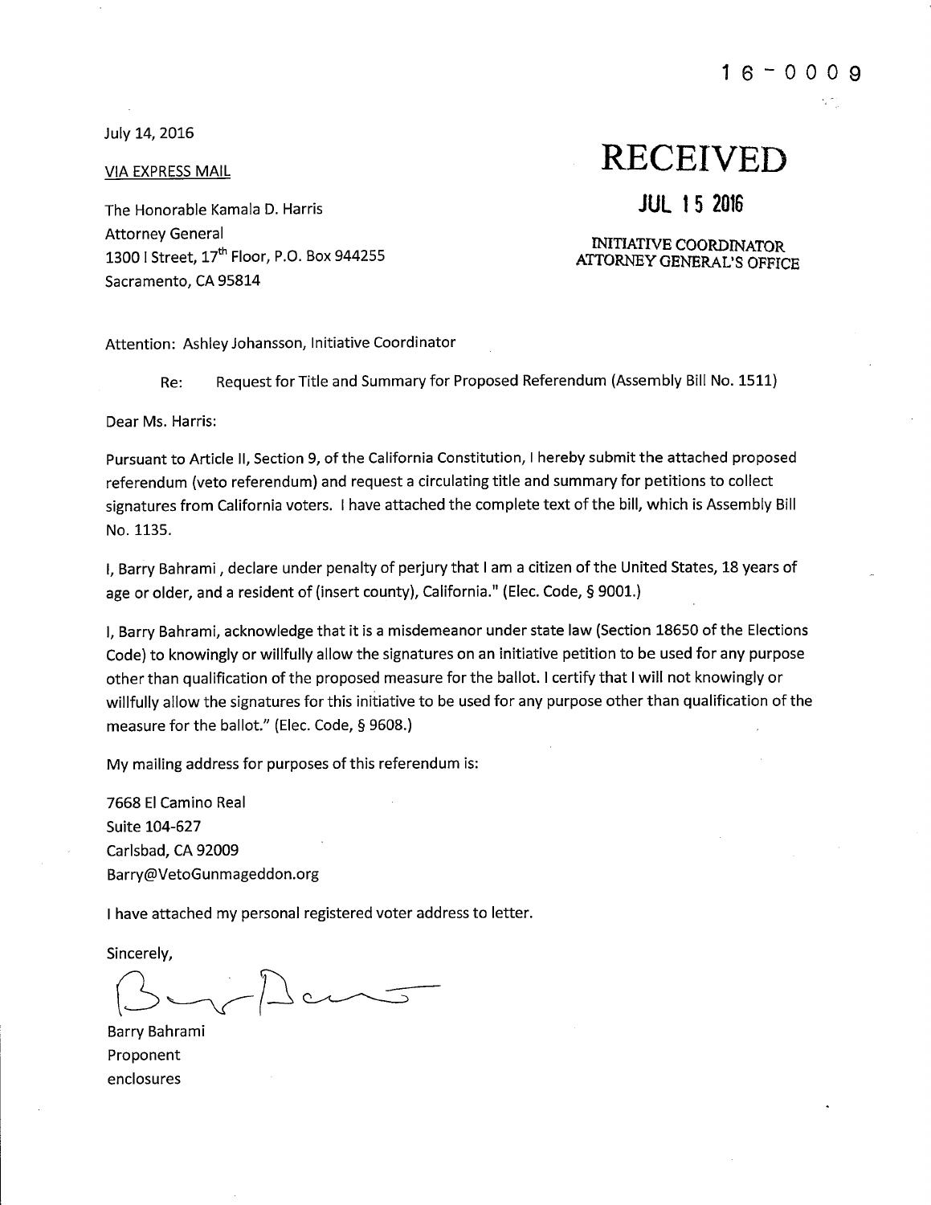16 - 0009

July 14, 2016

VIA EXPRESS MAIL

**RECEIVED**

**JUL 15 2016**

INITIATIVE COORDINATOR
ATTORNEY GENERAL'S OFFICE

The Honorable Kamala D. Harris
Attorney General
1300 I Street, 17th Floor, P.O. Box 944255
Sacramento, CA 95814

Attention: Ashley Johansson, Initiative Coordinator

Re: Request for Title and Summary for Proposed Referendum (Assembly Bill No. 1511)

Dear Ms. Harris:

Pursuant to Article II, Section 9, of the California Constitution, I hereby submit the attached proposed referendum (veto referendum) and request a circulating title and summary for petitions to collect signatures from California voters. I have attached the complete text of the bill, which is Assembly Bill No. 1135.

I, Barry Bahrami , declare under penalty of perjury that I am a citizen of the United States, 18 years of age or older, and a resident of (insert county), California." (Elec. Code, § 9001.)

I, Barry Bahrami, acknowledge that it is a misdemeanor under state law (Section 18650 of the Elections Code) to knowingly or willfully allow the signatures on an initiative petition to be used for any purpose other than qualification of the proposed measure for the ballot. I certify that I will not knowingly or willfully allow the signatures for this initiative to be used for any purpose other than qualification of the measure for the ballot." (Elec. Code, § 9608.)

My mailing address for purposes of this referendum is:

7668 El Camino Real
Suite 104-627
Carlsbad, CA 92009
Barry@VetoGunmageddon.org

I have attached my personal registered voter address to letter.

Sincerely,

Barry Bahrami
Proponent
enclosures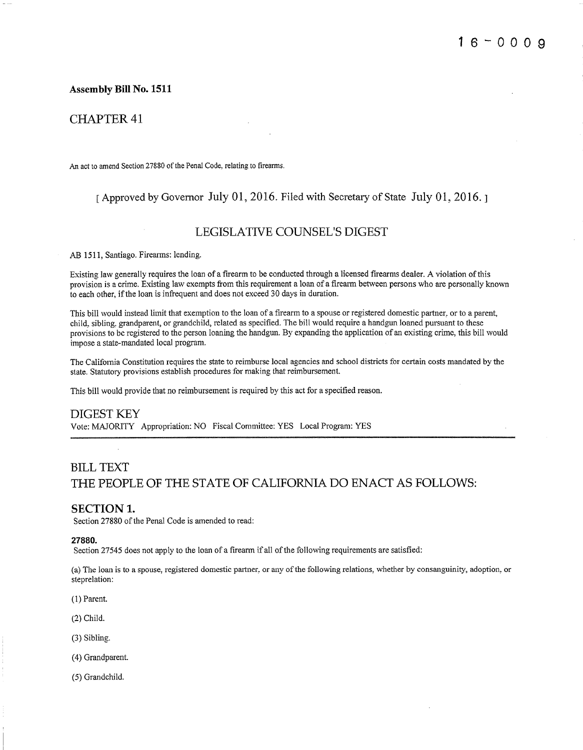16-0009

**Assembly Bill No. 1511**

## CHAPTER 41

An act to amend Section 27880 of the Penal Code, relating to firearms.

[ Approved by Governor July 01, 2016. Filed with Secretary of State July 01, 2016. ]

## LEGISLATIVE COUNSEL'S DIGEST

AB 1511, Santiago. Firearms: lending.

Existing law generally requires the loan of a firearm to be conducted through a licensed firearms dealer. A violation of this provision is a crime. Existing law exempts from this requirement a loan of a firearm between persons who are personally known to each other, if the loan is infrequent and does not exceed 30 days in duration.

This bill would instead limit that exemption to the loan of a firearm to a spouse or registered domestic partner, or to a parent, child, sibling, grandparent, or grandchild, related as specified. The bill would require a handgun loaned pursuant to these provisions to be registered to the person loaning the handgun. By expanding the application of an existing crime, this bill would impose a state-mandated local program.

The California Constitution requires the state to reimburse local agencies and school districts for certain costs mandated by the state. Statutory provisions establish procedures for making that reimbursement.

This bill would provide that no reimbursement is required by this act for a specified reason.

## DIGEST KEY

Vote: MAJORITY Appropriation: NO Fiscal Committee: YES Local Program: YES

## BILL TEXT

## THE PEOPLE OF THE STATE OF CALIFORNIA DO ENACT AS FOLLOWS:

### SECTION 1.

Section 27880 of the Penal Code is amended to read:

**27880.**

Section 27545 does not apply to the loan of a firearm if all of the following requirements are satisfied:

(a) The loan is to a spouse, registered domestic partner, or any of the following relations, whether by consanguinity, adoption, or steprelation:

(1) Parent.

(2) Child.

(3) Sibling.

(4) Grandparent.

(5) Grandchild.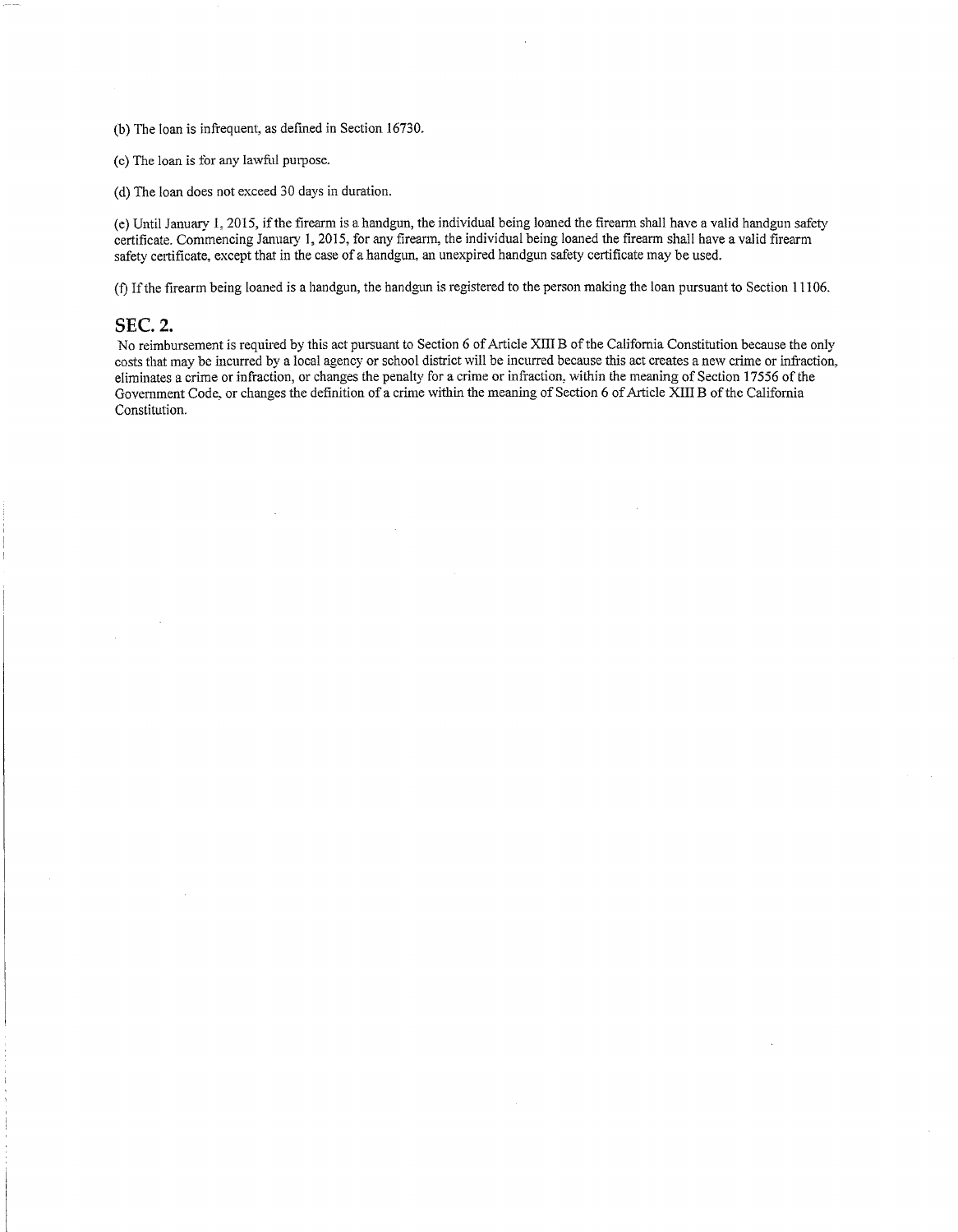(b) The loan is infrequent, as defined in Section 16730.

(c) The loan is for any lawful purpose.

(d) The loan does not exceed 30 days in duration.

(e) Until January 1, 2015, if the firearm is a handgun, the individual being loaned the firearm shall have a valid handgun safety certificate. Commencing January 1, 2015, for any firearm, the individual being loaned the firearm shall have a valid firearm safety certificate, except that in the case of a handgun, an unexpired handgun safety certificate may be used.

(f) If the firearm being loaned is a handgun, the handgun is registered to the person making the loan pursuant to Section 11106.

## SEC. 2.

No reimbursement is required by this act pursuant to Section 6 of Article XIII B of the California Constitution because the only costs that may be incurred by a local agency or school district will be incurred because this act creates a new crime or infraction, eliminates a crime or infraction, or changes the penalty for a crime or infraction, within the meaning of Section 17556 of the Government Code, or changes the definition of a crime within the meaning of Section 6 of Article XIII B of the California Constitution.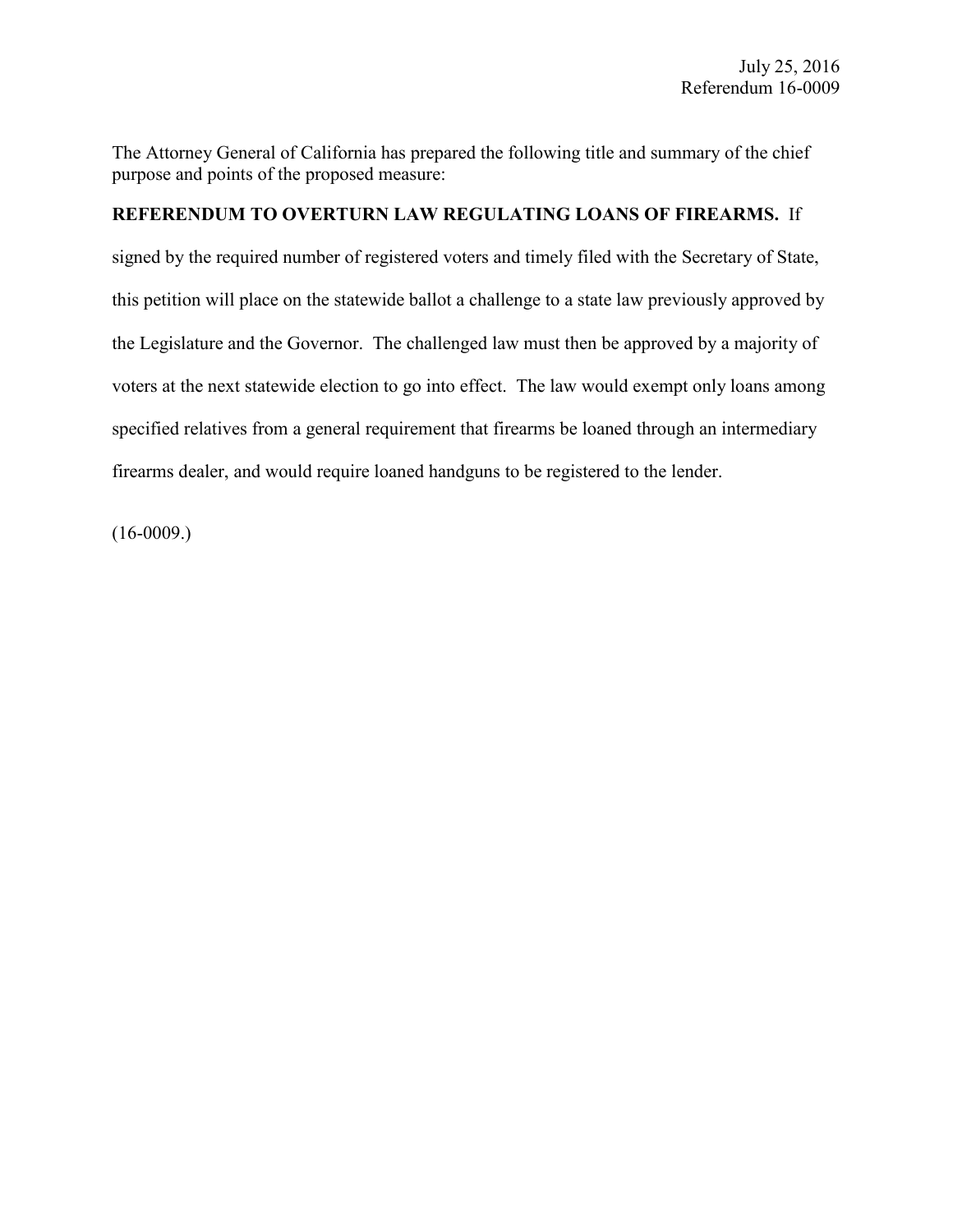July 25, 2016
Referendum 16-0009

The Attorney General of California has prepared the following title and summary of the chief purpose and points of the proposed measure:

**REFERENDUM TO OVERTURN LAW REGULATING LOANS OF FIREARMS.** If signed by the required number of registered voters and timely filed with the Secretary of State, this petition will place on the statewide ballot a challenge to a state law previously approved by the Legislature and the Governor. The challenged law must then be approved by a majority of voters at the next statewide election to go into effect. The law would exempt only loans among specified relatives from a general requirement that firearms be loaned through an intermediary firearms dealer, and would require loaned handguns to be registered to the lender.

(16-0009.)